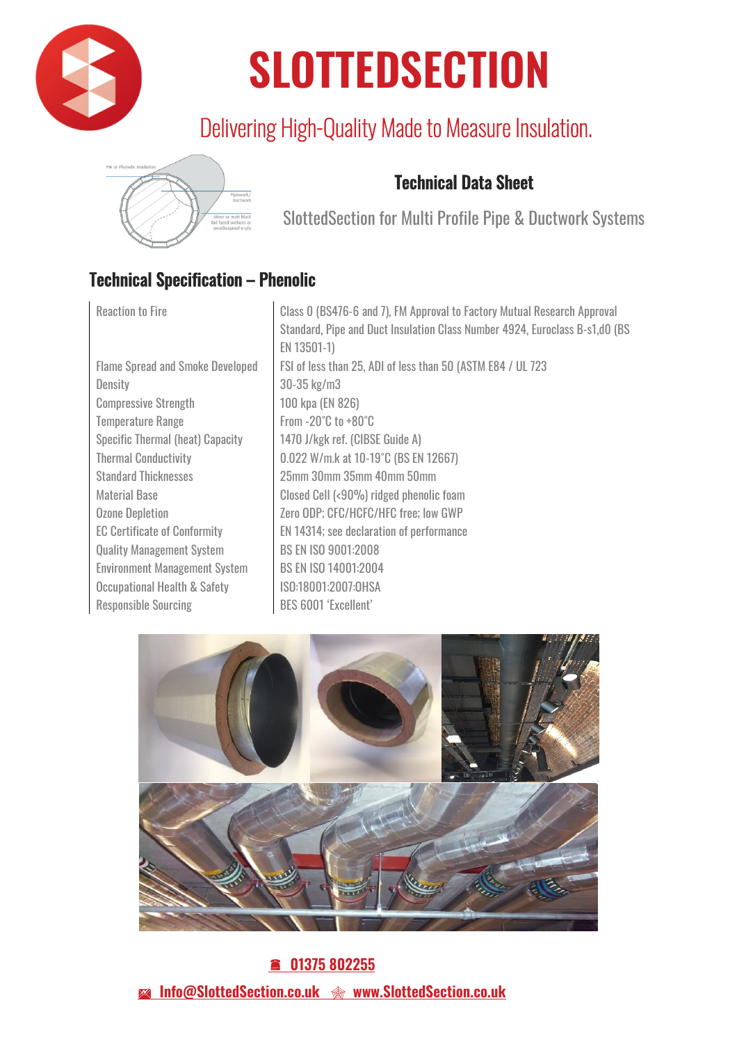# SLOTTEDSECTION

Delivering High-Quality Made to Measure Insulation.

## Technical Data Sheet

SlottedSection for Multi Profile Pipe & Ductwork Systems

## Technical Specification – Phenolic

| | |
|---|---|
| Reaction to Fire | Class 0 (BS476-6 and 7), FM Approval to Factory Mutual Research Approval Standard, Pipe and Duct Insulation Class Number 4924, Euroclass B-s1,d0 (BS EN 13501-1) |
| Flame Spread and Smoke Developed | FSI of less than 25, ADI of less than 50 (ASTM E84 / UL 723 |
| Density | 30-35 kg/m3 |
| Compressive Strength | 100 kpa (EN 826) |
| Temperature Range | From -20˚C to +80˚C |
| Specific Thermal (heat) Capacity | 1470 J/kgk ref. (CIBSE Guide A) |
| Thermal Conductivity | 0.022 W/m.k at 10-19˚C (BS EN 12667) |
| Standard Thicknesses | 25mm 30mm 35mm 40mm 50mm |
| Material Base | Closed Cell (<90%) ridged phenolic foam |
| Ozone Depletion | Zero ODP; CFC/HCFC/HFC free; low GWP |
| EC Certificate of Conformity | EN 14314; see declaration of performance |
| Quality Management System | BS EN ISO 9001:2008 |
| Environment Management System | BS EN ISO 14001:2004 |
| Occupational Health & Safety | ISO:18001:2007:OHSA |
| Responsible Sourcing | BES 6001 'Excellent' |

☎ 01375 802255

✉ Info@SlottedSection.co.uk www.SlottedSection.co.uk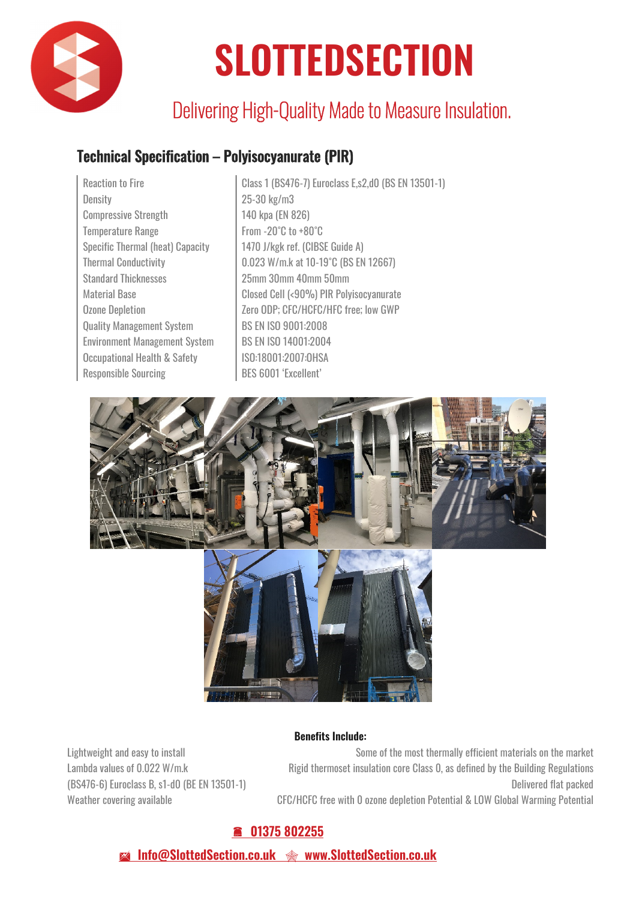# SLOTTEDSECTION

Delivering High-Quality Made to Measure Insulation.

## Technical Specification – Polyisocyanurate (PIR)

| | |
|---|---|
| Reaction to Fire | Class 1 (BS476-7) Euroclass E,s2,d0 (BS EN 13501-1) |
| Density | 25-30 kg/m3 |
| Compressive Strength | 140 kpa (EN 826) |
| Temperature Range | From -20°C to +80°C |
| Specific Thermal (heat) Capacity | 1470 J/kgk ref. (CIBSE Guide A) |
| Thermal Conductivity | 0.023 W/m.k at 10-19°C (BS EN 12667) |
| Standard Thicknesses | 25mm 30mm 40mm 50mm |
| Material Base | Closed Cell (<90%) PIR Polyisocyanurate |
| Ozone Depletion | Zero ODP; CFC/HCFC/HFC free; low GWP |
| Quality Management System | BS EN ISO 9001:2008 |
| Environment Management System | BS EN ISO 14001:2004 |
| Occupational Health & Safety | ISO:18001:2007:OHSA |
| Responsible Sourcing | BES 6001 'Excellent' |

**Benefits Include:**

- Lightweight and easy to install
- Lambda values of 0.022 W/m.k
- (BS476-6) Euroclass B, s1-d0 (BE EN 13501-1)
- Weather covering available
- Some of the most thermally efficient materials on the market
- Rigid thermoset insulation core Class 0, as defined by the Building Regulations
- Delivered flat packed
- CFC/HCFC free with 0 ozone depletion Potential & LOW Global Warming Potential

☎ 01375 802255

✉ Info@SlottedSection.co.uk www.SlottedSection.co.uk